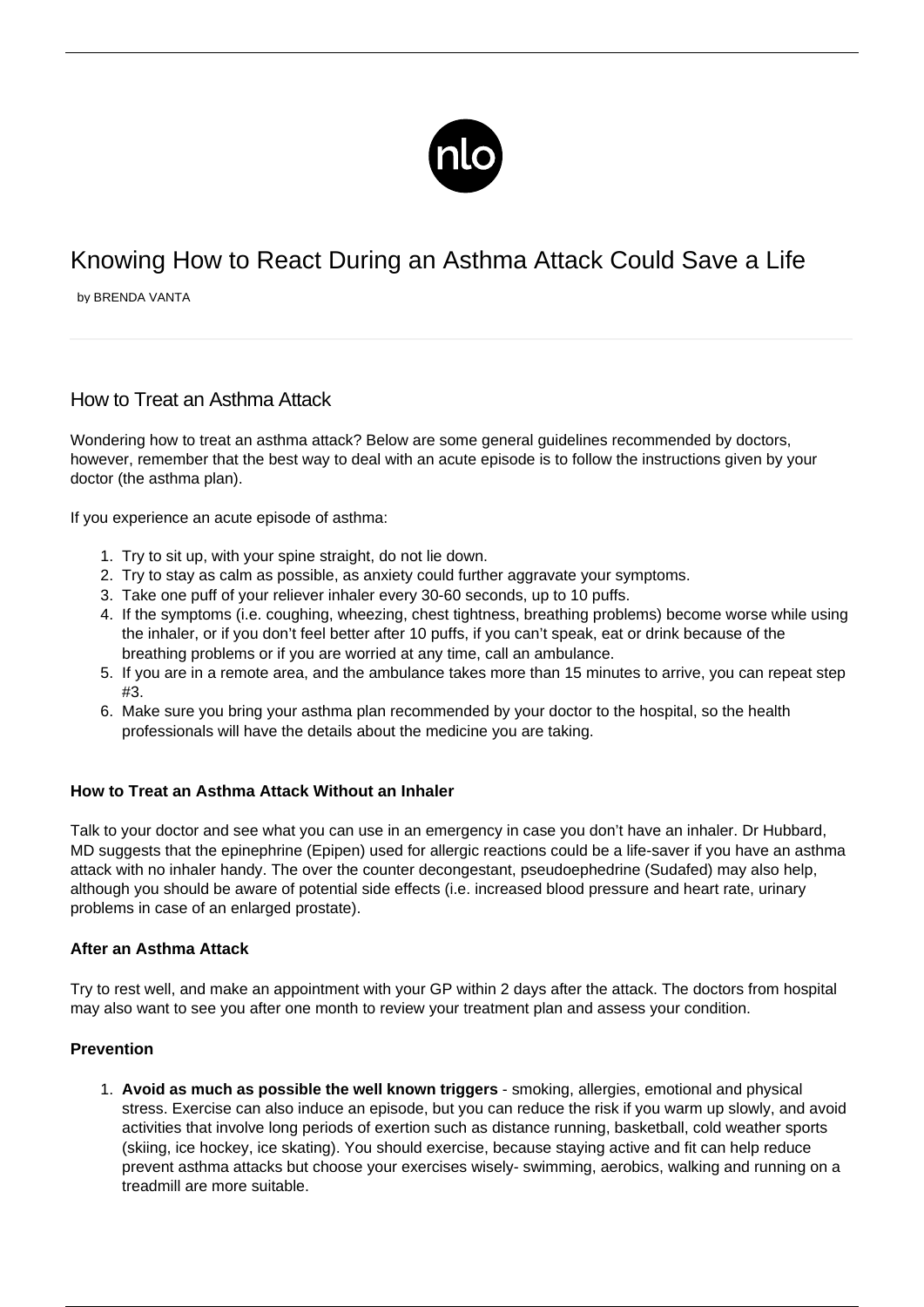# Knowing How to React During an Asthma Attack Could Save a Life

by BRENDA VANTA

## How to Treat an Asthma Attack

Wondering how to treat an asthma attack? Below are some general guidelines recommended by doctors, however, remember that the best way to deal with an acute episode is to follow the instructions given by your doctor (the asthma plan).

If you experience an acute episode of asthma:

1. Try to sit up, with your spine straight, do not lie down.
2. Try to stay as calm as possible, as anxiety could further aggravate your symptoms.
3. Take one puff of your reliever inhaler every 30-60 seconds, up to 10 puffs.
4. If the symptoms (i.e. coughing, wheezing, chest tightness, breathing problems) become worse while using the inhaler, or if you don't feel better after 10 puffs, if you can't speak, eat or drink because of the breathing problems or if you are worried at any time, call an ambulance.
5. If you are in a remote area, and the ambulance takes more than 15 minutes to arrive, you can repeat step #3.
6. Make sure you bring your asthma plan recommended by your doctor to the hospital, so the health professionals will have the details about the medicine you are taking.

**How to Treat an Asthma Attack Without an Inhaler**

Talk to your doctor and see what you can use in an emergency in case you don't have an inhaler. Dr Hubbard, MD suggests that the epinephrine (Epipen) used for allergic reactions could be a life-saver if you have an asthma attack with no inhaler handy. The over the counter decongestant, pseudoephedrine (Sudafed) may also help, although you should be aware of potential side effects (i.e. increased blood pressure and heart rate, urinary problems in case of an enlarged prostate).

**After an Asthma Attack**

Try to rest well, and make an appointment with your GP within 2 days after the attack. The doctors from hospital may also want to see you after one month to review your treatment plan and assess your condition.

**Prevention**

1. **Avoid as much as possible the well known triggers** - smoking, allergies, emotional and physical stress. Exercise can also induce an episode, but you can reduce the risk if you warm up slowly, and avoid activities that involve long periods of exertion such as distance running, basketball, cold weather sports (skiing, ice hockey, ice skating). You should exercise, because staying active and fit can help reduce prevent asthma attacks but choose your exercises wisely- swimming, aerobics, walking and running on a treadmill are more suitable.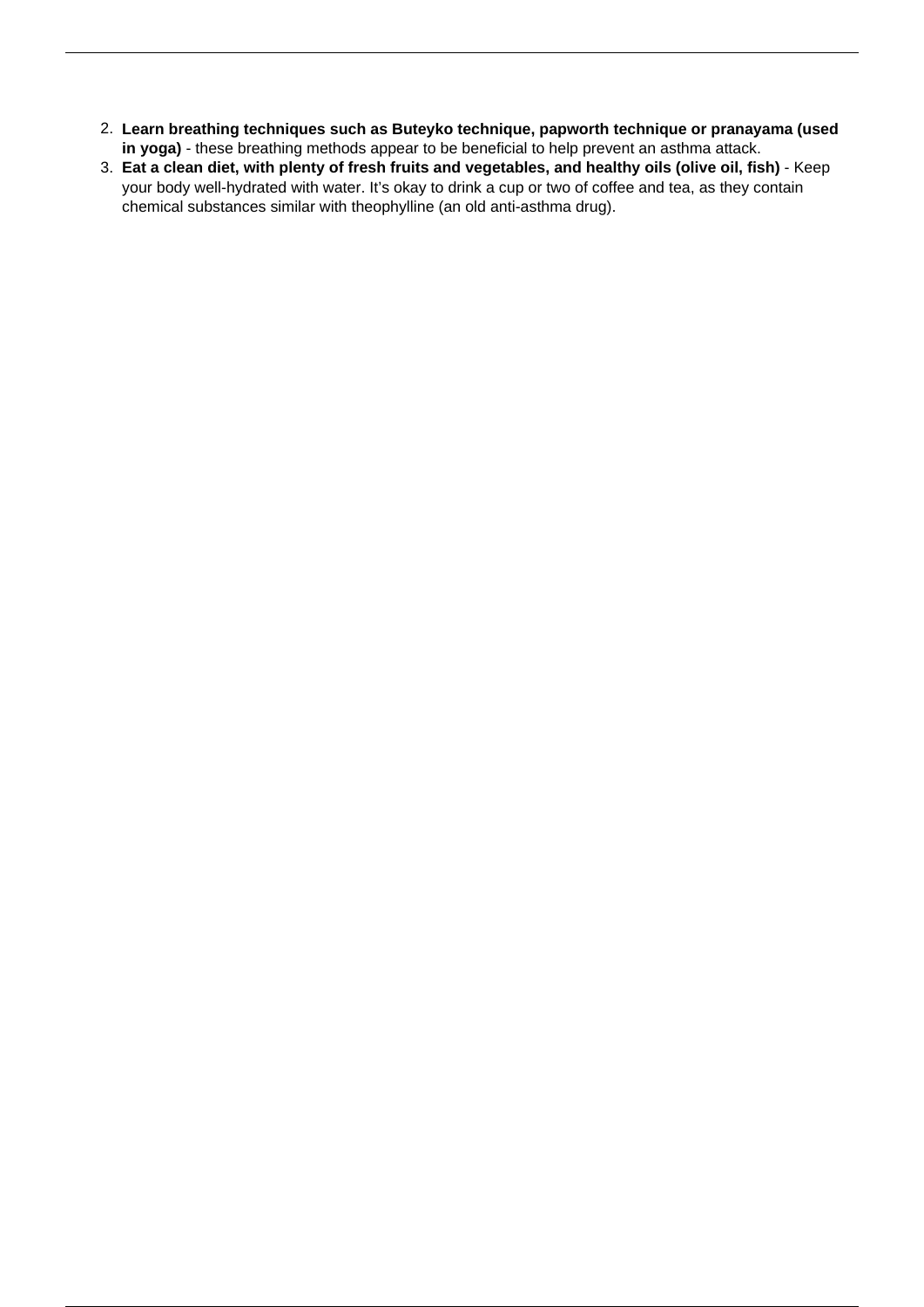2. **Learn breathing techniques such as Buteyko technique, papworth technique or pranayama (used in yoga)** - these breathing methods appear to be beneficial to help prevent an asthma attack.
3. **Eat a clean diet, with plenty of fresh fruits and vegetables, and healthy oils (olive oil, fish)** - Keep your body well-hydrated with water. It's okay to drink a cup or two of coffee and tea, as they contain chemical substances similar with theophylline (an old anti-asthma drug).